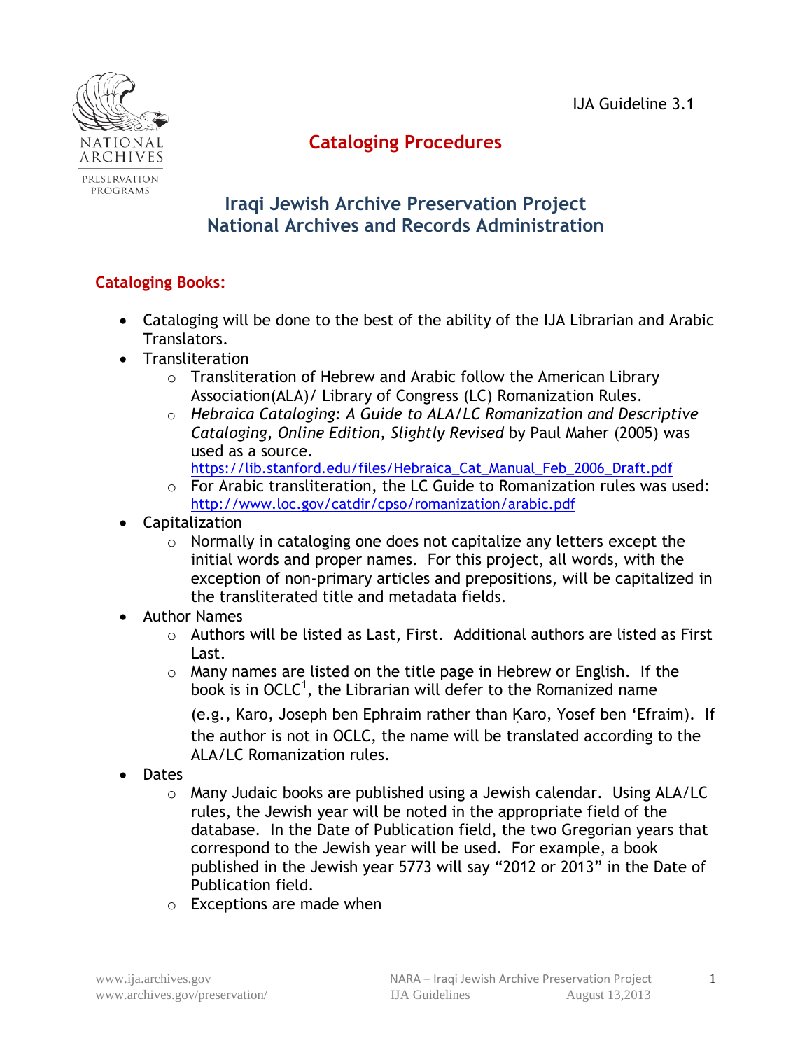IJA Guideline 3.1

# Cataloging Procedures

## Iraqi Jewish Archive Preservation Project
## National Archives and Records Administration

### Cataloging Books:

- Cataloging will be done to the best of the ability of the IJA Librarian and Arabic Translators.
- Transliteration
  - Transliteration of Hebrew and Arabic follow the American Library Association(ALA)/ Library of Congress (LC) Romanization Rules.
  - *Hebraica Cataloging: A Guide to ALA/LC Romanization and Descriptive Cataloging, Online Edition, Slightly Revised* by Paul Maher (2005) was used as a source. https://lib.stanford.edu/files/Hebraica_Cat_Manual_Feb_2006_Draft.pdf
  - For Arabic transliteration, the LC Guide to Romanization rules was used: http://www.loc.gov/catdir/cpso/romanization/arabic.pdf
- Capitalization
  - Normally in cataloging one does not capitalize any letters except the initial words and proper names. For this project, all words, with the exception of non-primary articles and prepositions, will be capitalized in the transliterated title and metadata fields.
- Author Names
  - Authors will be listed as Last, First. Additional authors are listed as First Last.
  - Many names are listed on the title page in Hebrew or English. If the book is in OCLC[1], the Librarian will defer to the Romanized name (e.g., Karo, Joseph ben Ephraim rather than Ḳaro, Yosef ben ʻEfraim). If the author is not in OCLC, the name will be translated according to the ALA/LC Romanization rules.
- Dates
  - Many Judaic books are published using a Jewish calendar. Using ALA/LC rules, the Jewish year will be noted in the appropriate field of the database. In the Date of Publication field, the two Gregorian years that correspond to the Jewish year will be used. For example, a book published in the Jewish year 5773 will say "2012 or 2013" in the Date of Publication field.
  - Exceptions are made when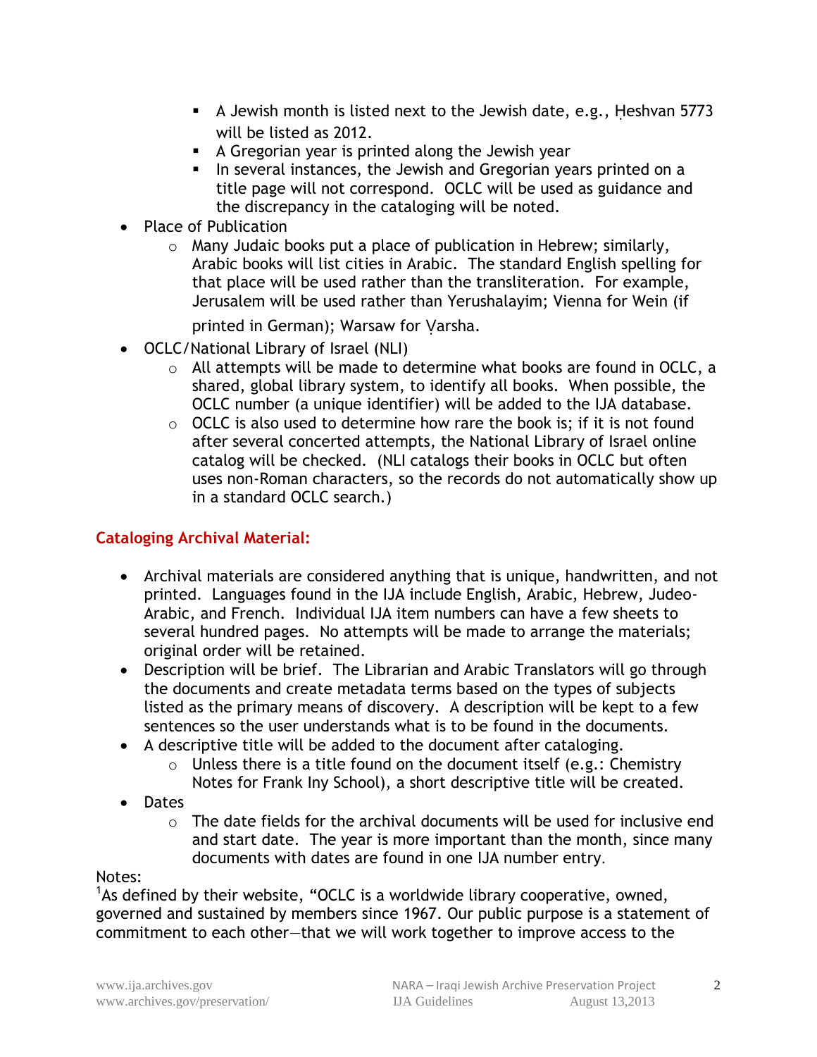- A Jewish month is listed next to the Jewish date, e.g., Ḥeshvan 5773 will be listed as 2012.
    - A Gregorian year is printed along the Jewish year
    - In several instances, the Jewish and Gregorian years printed on a title page will not correspond. OCLC will be used as guidance and the discrepancy in the cataloging will be noted.
- Place of Publication
  - Many Judaic books put a place of publication in Hebrew; similarly, Arabic books will list cities in Arabic. The standard English spelling for that place will be used rather than the transliteration. For example, Jerusalem will be used rather than Yerushalayim; Vienna for Wein (if printed in German); Warsaw for Ṿarsha.
- OCLC/National Library of Israel (NLI)
  - All attempts will be made to determine what books are found in OCLC, a shared, global library system, to identify all books. When possible, the OCLC number (a unique identifier) will be added to the IJA database.
  - OCLC is also used to determine how rare the book is; if it is not found after several concerted attempts, the National Library of Israel online catalog will be checked. (NLI catalogs their books in OCLC but often uses non-Roman characters, so the records do not automatically show up in a standard OCLC search.)

## Cataloging Archival Material:

- Archival materials are considered anything that is unique, handwritten, and not printed. Languages found in the IJA include English, Arabic, Hebrew, Judeo-Arabic, and French. Individual IJA item numbers can have a few sheets to several hundred pages. No attempts will be made to arrange the materials; original order will be retained.
- Description will be brief. The Librarian and Arabic Translators will go through the documents and create metadata terms based on the types of subjects listed as the primary means of discovery. A description will be kept to a few sentences so the user understands what is to be found in the documents.
- A descriptive title will be added to the document after cataloging.
  - Unless there is a title found on the document itself (e.g.: Chemistry Notes for Frank Iny School), a short descriptive title will be created.
- Dates
  - The date fields for the archival documents will be used for inclusive end and start date. The year is more important than the month, since many documents with dates are found in one IJA number entry.

Notes:

[1]As defined by their website, "OCLC is a worldwide library cooperative, owned, governed and sustained by members since 1967. Our public purpose is a statement of commitment to each other—that we will work together to improve access to the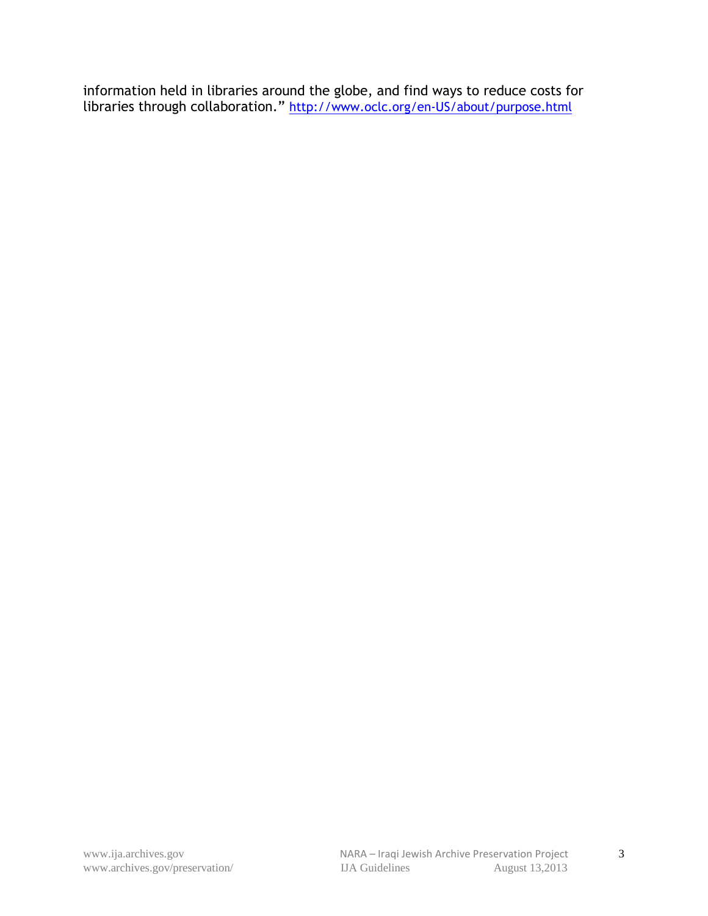information held in libraries around the globe, and find ways to reduce costs for libraries through collaboration." http://www.oclc.org/en-US/about/purpose.html